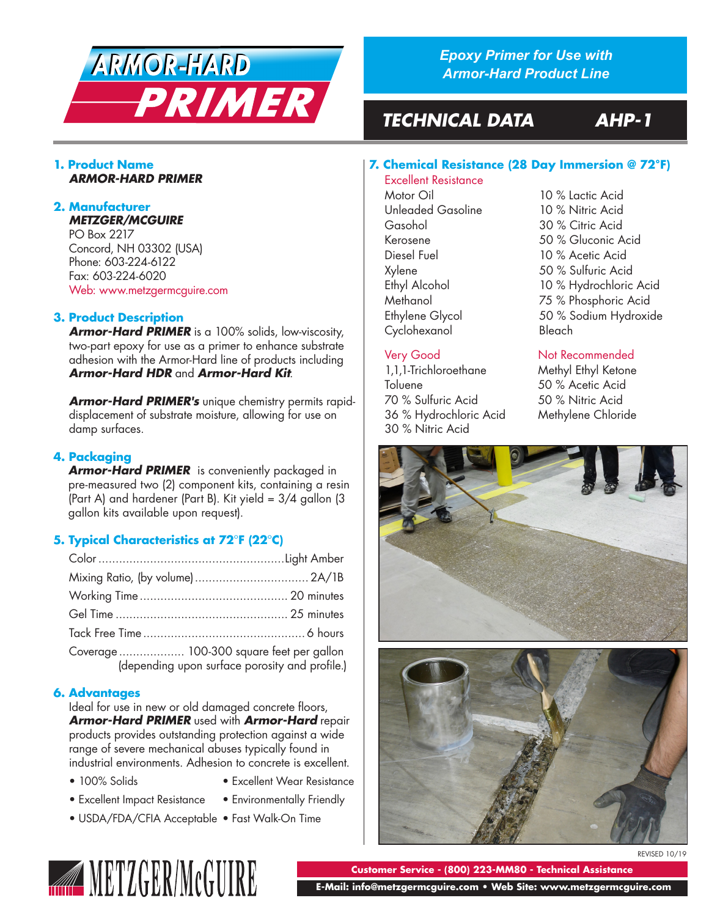# ARMOR-HARD PRIMER

*Epoxy Primer for Use with Armor-Hard Product Line*

## TECHNICAL DATA AHP-1

### 1. Product Name

***ARMOR-HARD PRIMER***

### 2. Manufacturer

***METZGER/MCGUIRE***
PO Box 2217
Concord, NH 03302 (USA)
Phone: 603-224-6122
Fax: 603-224-6020
Web: www.metzgermcguire.com

### 3. Product Description

***Armor-Hard PRIMER*** is a 100% solids, low-viscosity, two-part epoxy for use as a primer to enhance substrate adhesion with the Armor-Hard line of products including ***Armor-Hard HDR*** and ***Armor-Hard Kit***.

***Armor-Hard PRIMER's*** unique chemistry permits rapid-displacement of substrate moisture, allowing for use on damp surfaces.

### 4. Packaging

***Armor-Hard PRIMER*** is conveniently packaged in pre-measured two (2) component kits, containing a resin (Part A) and hardener (Part B). Kit yield = 3/4 gallon (3 gallon kits available upon request).

### 5. Typical Characteristics at 72°F (22°C)

| Property | Value |
|---|---|
| Color | Light Amber |
| Mixing Ratio, (by volume) | 2A/1B |
| Working Time | 20 minutes |
| Gel Time | 25 minutes |
| Tack Free Time | 6 hours |
| Coverage | 100-300 square feet per gallon (depending upon surface porosity and profile.) |

### 6. Advantages

Ideal for use in new or old damaged concrete floors, ***Armor-Hard PRIMER*** used with ***Armor-Hard*** repair products provides outstanding protection against a wide range of severe mechanical abuses typically found in industrial environments. Adhesion to concrete is excellent.

- 100% Solids
- Excellent Wear Resistance
- Excellent Impact Resistance
- Environmentally Friendly
- USDA/FDA/CFIA Acceptable
- Fast Walk-On Time

### 7. Chemical Resistance (28 Day Immersion @ 72°F)

**Excellent Resistance**

- Motor Oil
- Unleaded Gasoline
- Gasohol
- Kerosene
- Diesel Fuel
- Xylene
- Ethyl Alcohol
- Methanol
- Ethylene Glycol
- Cyclohexanol
- 10 % Lactic Acid
- 10 % Nitric Acid
- 30 % Citric Acid
- 50 % Gluconic Acid
- 10 % Acetic Acid
- 50 % Sulfuric Acid
- 10 % Hydrochloric Acid
- 75 % Phosphoric Acid
- 50 % Sodium Hydroxide
- Bleach

**Very Good**

- 1,1,1-Trichloroethane
- Toluene
- 70 % Sulfuric Acid
- 36 % Hydrochloric Acid
- 30 % Nitric Acid

**Not Recommended**

- Methyl Ethyl Ketone
- 50 % Acetic Acid
- 50 % Nitric Acid
- Methylene Chloride

REVISED 10/19

METZGER/McGUIRE

Customer Service - (800) 223-MM80 - Technical Assistance

E-Mail: info@metzgermcguire.com • Web Site: www.metzgermcguire.com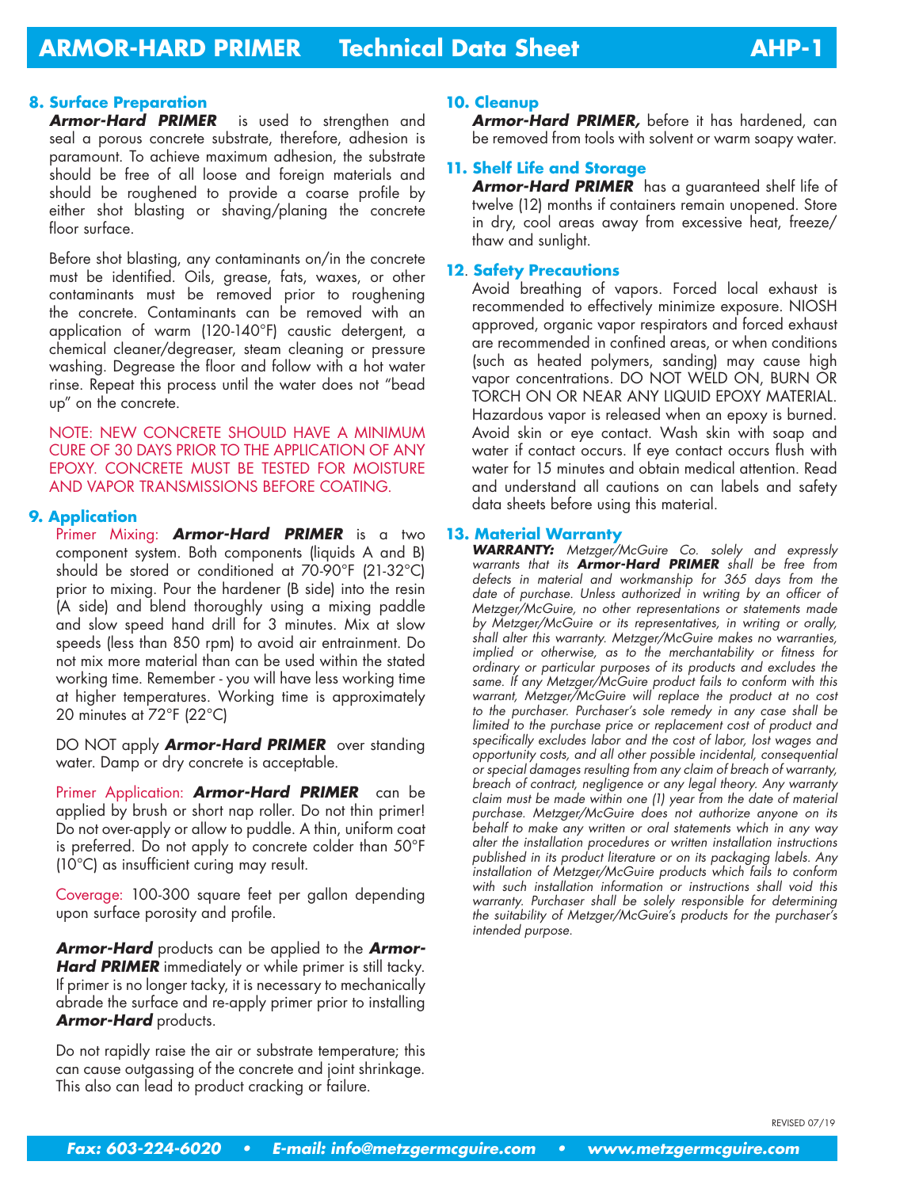## 8. Surface Preparation

***Armor-Hard PRIMER*** is used to strengthen and seal a porous concrete substrate, therefore, adhesion is paramount. To achieve maximum adhesion, the substrate should be free of all loose and foreign materials and should be roughened to provide a coarse profile by either shot blasting or shaving/planing the concrete floor surface.

Before shot blasting, any contaminants on/in the concrete must be identified. Oils, grease, fats, waxes, or other contaminants must be removed prior to roughening the concrete. Contaminants can be removed with an application of warm (120-140°F) caustic detergent, a chemical cleaner/degreaser, steam cleaning or pressure washing. Degrease the floor and follow with a hot water rinse. Repeat this process until the water does not "bead up" on the concrete.

NOTE: NEW CONCRETE SHOULD HAVE A MINIMUM CURE OF 30 DAYS PRIOR TO THE APPLICATION OF ANY EPOXY. CONCRETE MUST BE TESTED FOR MOISTURE AND VAPOR TRANSMISSIONS BEFORE COATING.

## 9. Application

Primer Mixing: ***Armor-Hard PRIMER*** is a two component system. Both components (liquids A and B) should be stored or conditioned at 70-90°F (21-32°C) prior to mixing. Pour the hardener (B side) into the resin (A side) and blend thoroughly using a mixing paddle and slow speed hand drill for 3 minutes. Mix at slow speeds (less than 850 rpm) to avoid air entrainment. Do not mix more material than can be used within the stated working time. Remember - you will have less working time at higher temperatures. Working time is approximately 20 minutes at 72°F (22°C)

DO NOT apply ***Armor-Hard PRIMER*** over standing water. Damp or dry concrete is acceptable.

Primer Application: ***Armor-Hard PRIMER*** can be applied by brush or short nap roller. Do not thin primer! Do not over-apply or allow to puddle. A thin, uniform coat is preferred. Do not apply to concrete colder than 50°F (10°C) as insufficient curing may result.

Coverage: 100-300 square feet per gallon depending upon surface porosity and profile.

***Armor-Hard*** products can be applied to the ***Armor-Hard PRIMER*** immediately or while primer is still tacky. If primer is no longer tacky, it is necessary to mechanically abrade the surface and re-apply primer prior to installing ***Armor-Hard*** products.

Do not rapidly raise the air or substrate temperature; this can cause outgassing of the concrete and joint shrinkage. This also can lead to product cracking or failure.

## 10. Cleanup

***Armor-Hard PRIMER,*** before it has hardened, can be removed from tools with solvent or warm soapy water.

## 11. Shelf Life and Storage

***Armor-Hard PRIMER*** has a guaranteed shelf life of twelve (12) months if containers remain unopened. Store in dry, cool areas away from excessive heat, freeze/thaw and sunlight.

## 12. Safety Precautions

Avoid breathing of vapors. Forced local exhaust is recommended to effectively minimize exposure. NIOSH approved, organic vapor respirators and forced exhaust are recommended in confined areas, or when conditions (such as heated polymers, sanding) may cause high vapor concentrations. DO NOT WELD ON, BURN OR TORCH ON OR NEAR ANY LIQUID EPOXY MATERIAL. Hazardous vapor is released when an epoxy is burned. Avoid skin or eye contact. Wash skin with soap and water if contact occurs. If eye contact occurs flush with water for 15 minutes and obtain medical attention. Read and understand all cautions on can labels and safety data sheets before using this material.

## 13. Material Warranty

***WARRANTY:*** *Metzger/McGuire Co. solely and expressly warrants that its* ***Armor-Hard PRIMER*** *shall be free from defects in material and workmanship for 365 days from the date of purchase. Unless authorized in writing by an officer of Metzger/McGuire, no other representations or statements made by Metzger/McGuire or its representatives, in writing or orally, shall alter this warranty. Metzger/McGuire makes no warranties, implied or otherwise, as to the merchantability or fitness for ordinary or particular purposes of its products and excludes the same. If any Metzger/McGuire product fails to conform with this warrant, Metzger/McGuire will replace the product at no cost to the purchaser. Purchaser's sole remedy in any case shall be limited to the purchase price or replacement cost of product and specifically excludes labor and the cost of labor, lost wages and opportunity costs, and all other possible incidental, consequential or special damages resulting from any claim of breach of warranty, breach of contract, negligence or any legal theory. Any warranty claim must be made within one (1) year from the date of material purchase. Metzger/McGuire does not authorize anyone on its behalf to make any written or oral statements which in any way alter the installation procedures or written installation instructions published in its product literature or on its packaging labels. Any installation of Metzger/McGuire products which fails to conform with such installation information or instructions shall void this warranty. Purchaser shall be solely responsible for determining the suitability of Metzger/McGuire's products for the purchaser's intended purpose.*

REVISED 07/19